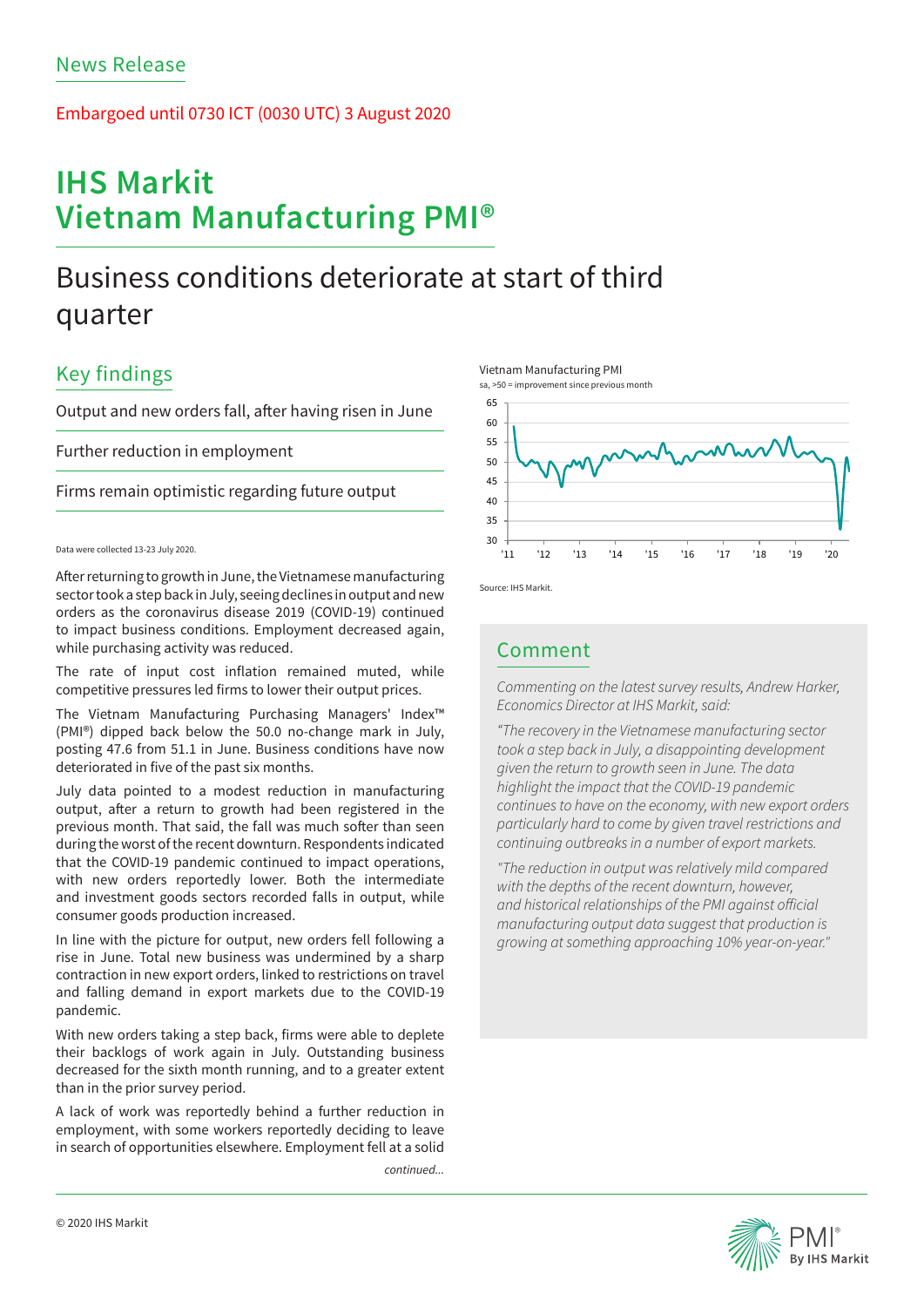News Release

Embargoed until 0730 ICT (0030 UTC) 3 August 2020

# IHS Markit Vietnam Manufacturing PMI®

## Business conditions deteriorate at start of third quarter

### Key findings

Output and new orders fall, after having risen in June

Further reduction in employment

Firms remain optimistic regarding future output

Data were collected 13-23 July 2020.

After returning to growth in June, the Vietnamese manufacturing sector took a step back in July, seeing declines in output and new orders as the coronavirus disease 2019 (COVID-19) continued to impact business conditions. Employment decreased again, while purchasing activity was reduced.

The rate of input cost inflation remained muted, while competitive pressures led firms to lower their output prices.

The Vietnam Manufacturing Purchasing Managers' Index™ (PMI®) dipped back below the 50.0 no-change mark in July, posting 47.6 from 51.1 in June. Business conditions have now deteriorated in five of the past six months.

July data pointed to a modest reduction in manufacturing output, after a return to growth had been registered in the previous month. That said, the fall was much softer than seen during the worst of the recent downturn. Respondents indicated that the COVID-19 pandemic continued to impact operations, with new orders reportedly lower. Both the intermediate and investment goods sectors recorded falls in output, while consumer goods production increased.

In line with the picture for output, new orders fell following a rise in June. Total new business was undermined by a sharp contraction in new export orders, linked to restrictions on travel and falling demand in export markets due to the COVID-19 pandemic.

With new orders taking a step back, firms were able to deplete their backlogs of work again in July. Outstanding business decreased for the sixth month running, and to a greater extent than in the prior survey period.

A lack of work was reportedly behind a further reduction in employment, with some workers reportedly deciding to leave in search of opportunities elsewhere. Employment fell at a solid

*continued...*

Vietnam Manufacturing PMI

sa, >50 = improvement since previous month

Source: IHS Markit.

### Comment

*Commenting on the latest survey results, Andrew Harker, Economics Director at IHS Markit, said:*

*"The recovery in the Vietnamese manufacturing sector took a step back in July, a disappointing development given the return to growth seen in June. The data highlight the impact that the COVID-19 pandemic continues to have on the economy, with new export orders particularly hard to come by given travel restrictions and continuing outbreaks in a number of export markets.*

*"The reduction in output was relatively mild compared with the depths of the recent downturn, however, and historical relationships of the PMI against official manufacturing output data suggest that production is growing at something approaching 10% year-on-year."*

© 2020 IHS Markit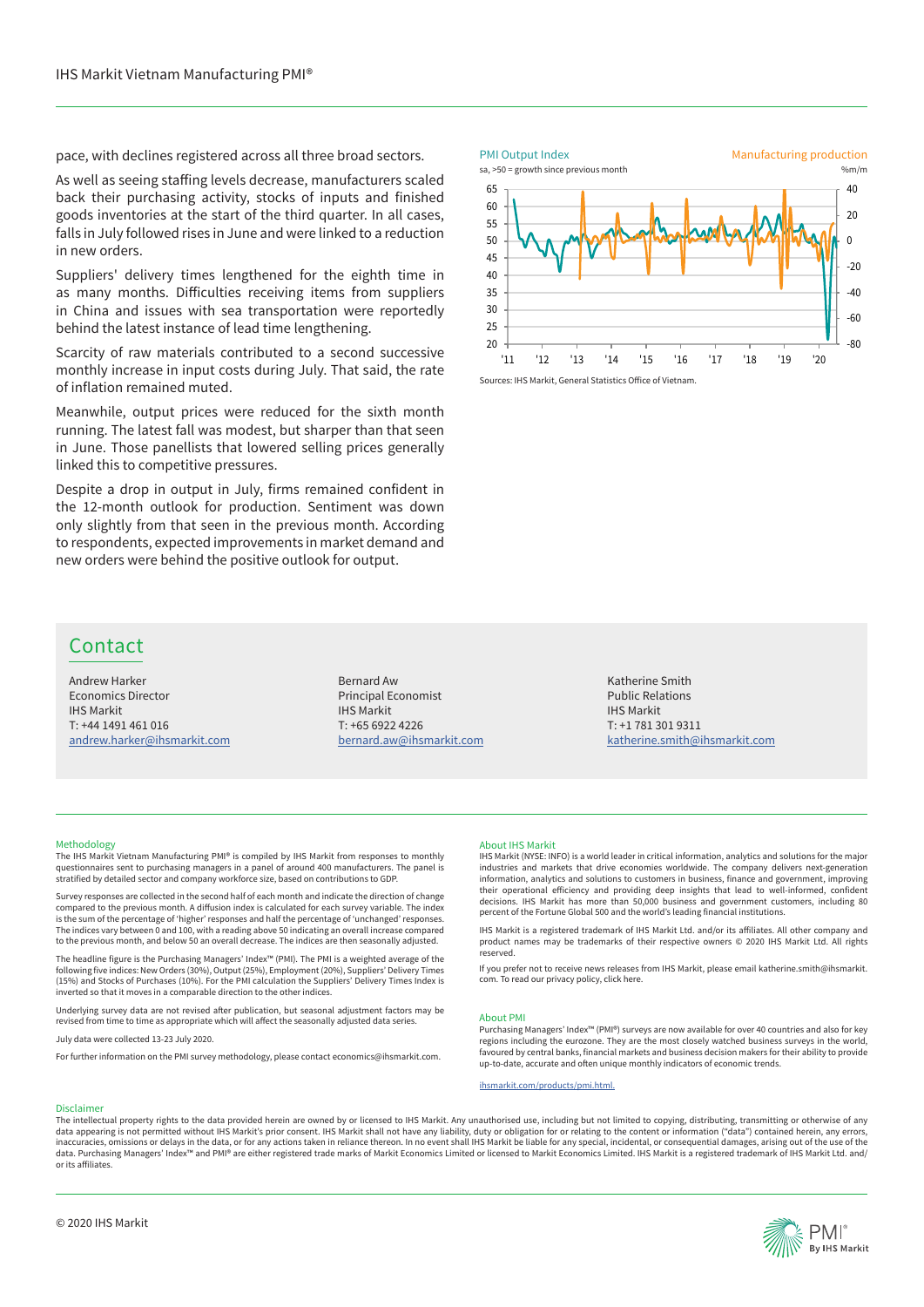pace, with declines registered across all three broad sectors.

As well as seeing staffing levels decrease, manufacturers scaled back their purchasing activity, stocks of inputs and finished goods inventories at the start of the third quarter. In all cases, falls in July followed rises in June and were linked to a reduction in new orders.

Suppliers' delivery times lengthened for the eighth time in as many months. Difficulties receiving items from suppliers in China and issues with sea transportation were reportedly behind the latest instance of lead time lengthening.

Scarcity of raw materials contributed to a second successive monthly increase in input costs during July. That said, the rate of inflation remained muted.

Meanwhile, output prices were reduced for the sixth month running. The latest fall was modest, but sharper than that seen in June. Those panellists that lowered selling prices generally linked this to competitive pressures.

Despite a drop in output in July, firms remained confident in the 12-month outlook for production. Sentiment was down only slightly from that seen in the previous month. According to respondents, expected improvements in market demand and new orders were behind the positive outlook for output.

PMI Output Index
sa, >50 = growth since previous month
Manufacturing production
%m/m

65
60
55
50
45
40
35
30
25
20

40
20
0
-20
-40
-60
-80

'11 '12 '13 '14 '15 '16 '17 '18 '19 '20

Sources: IHS Markit, General Statistics Office of Vietnam.

## Contact

Andrew Harker
Economics Director
IHS Markit
T: +44 1491 461 016
andrew.harker@ihsmarkit.com

Bernard Aw
Principal Economist
IHS Markit
T: +65 6922 4226
bernard.aw@ihsmarkit.com

Katherine Smith
Public Relations
IHS Markit
T: +1 781 301 9311
katherine.smith@ihsmarkit.com

### Methodology

The IHS Markit Vietnam Manufacturing PMI® is compiled by IHS Markit from responses to monthly questionnaires sent to purchasing managers in a panel of around 400 manufacturers. The panel is stratified by detailed sector and company workforce size, based on contributions to GDP.

Survey responses are collected in the second half of each month and indicate the direction of change compared to the previous month. A diffusion index is calculated for each survey variable. The index is the sum of the percentage of 'higher' responses and half the percentage of 'unchanged' responses. The indices vary between 0 and 100, with a reading above 50 indicating an overall increase compared to the previous month, and below 50 an overall decrease. The indices are then seasonally adjusted.

The headline figure is the Purchasing Managers' Index™ (PMI). The PMI is a weighted average of the following five indices: New Orders (30%), Output (25%), Employment (20%), Suppliers' Delivery Times (15%) and Stocks of Purchases (10%). For the PMI calculation the Suppliers' Delivery Times Index is inverted so that it moves in a comparable direction to the other indices.

Underlying survey data are not revised after publication, but seasonal adjustment factors may be revised from time to time as appropriate which will affect the seasonally adjusted data series.

July data were collected 13-23 July 2020.

For further information on the PMI survey methodology, please contact economics@ihsmarkit.com.

### About IHS Markit

IHS Markit (NYSE: INFO) is a world leader in critical information, analytics and solutions for the major industries and markets that drive economies worldwide. The company delivers next-generation information, analytics and solutions to customers in business, finance and government, improving their operational efficiency and providing deep insights that lead to well-informed, confident decisions. IHS Markit has more than 50,000 business and government customers, including 80 percent of the Fortune Global 500 and the world's leading financial institutions.

IHS Markit is a registered trademark of IHS Markit Ltd. and/or its affiliates. All other company and product names may be trademarks of their respective owners © 2020 IHS Markit Ltd. All rights reserved.

If you prefer not to receive news releases from IHS Markit, please email katherine.smith@ihsmarkit.com. To read our privacy policy, click here.

### About PMI

Purchasing Managers' Index™ (PMI®) surveys are now available for over 40 countries and also for key regions including the eurozone. They are the most closely watched business surveys in the world, favoured by central banks, financial markets and business decision makers for their ability to provide up-to-date, accurate and often unique monthly indicators of economic trends.

ihsmarkit.com/products/pmi.html.

### Disclaimer

The intellectual property rights to the data provided herein are owned by or licensed to IHS Markit. Any unauthorised use, including but not limited to copying, distributing, transmitting or otherwise of any data appearing is not permitted without IHS Markit's prior consent. IHS Markit shall not have any liability, duty or obligation for or relating to the content or information ("data") contained herein, any errors, inaccuracies, omissions or delays in the data, or for any actions taken in reliance thereon. In no event shall IHS Markit be liable for any special, incidental, or consequential damages, arising out of the use of the data. Purchasing Managers' Index™ and PMI® are either registered trade marks of Markit Economics Limited or licensed to Markit Economics Limited. IHS Markit is a registered trademark of IHS Markit Ltd. and/or its affiliates.

© 2020 IHS Markit